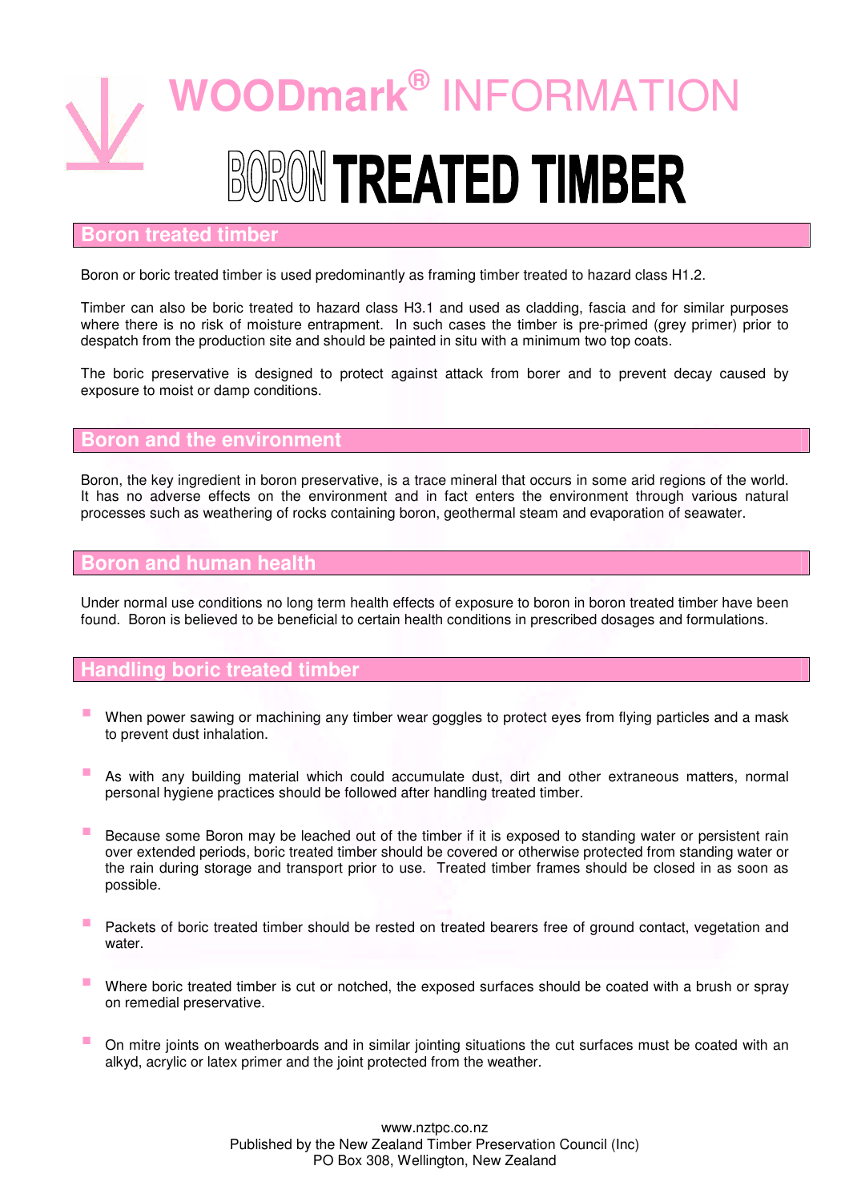# WOODmark® INFORMATION

# BORON TREATED TIMBER

## Boron treated timber

Boron or boric treated timber is used predominantly as framing timber treated to hazard class H1.2.

Timber can also be boric treated to hazard class H3.1 and used as cladding, fascia and for similar purposes where there is no risk of moisture entrapment. In such cases the timber is pre-primed (grey primer) prior to despatch from the production site and should be painted in situ with a minimum two top coats.

The boric preservative is designed to protect against attack from borer and to prevent decay caused by exposure to moist or damp conditions.

## Boron and the environment

Boron, the key ingredient in boron preservative, is a trace mineral that occurs in some arid regions of the world. It has no adverse effects on the environment and in fact enters the environment through various natural processes such as weathering of rocks containing boron, geothermal steam and evaporation of seawater.

## Boron and human health

Under normal use conditions no long term health effects of exposure to boron in boron treated timber have been found. Boron is believed to be beneficial to certain health conditions in prescribed dosages and formulations.

## Handling boric treated timber

- When power sawing or machining any timber wear goggles to protect eyes from flying particles and a mask to prevent dust inhalation.
- As with any building material which could accumulate dust, dirt and other extraneous matters, normal personal hygiene practices should be followed after handling treated timber.
- Because some Boron may be leached out of the timber if it is exposed to standing water or persistent rain over extended periods, boric treated timber should be covered or otherwise protected from standing water or the rain during storage and transport prior to use. Treated timber frames should be closed in as soon as possible.
- Packets of boric treated timber should be rested on treated bearers free of ground contact, vegetation and water.
- Where boric treated timber is cut or notched, the exposed surfaces should be coated with a brush or spray on remedial preservative.
- On mitre joints on weatherboards and in similar jointing situations the cut surfaces must be coated with an alkyd, acrylic or latex primer and the joint protected from the weather.

www.nztpc.co.nz
Published by the New Zealand Timber Preservation Council (Inc)
PO Box 308, Wellington, New Zealand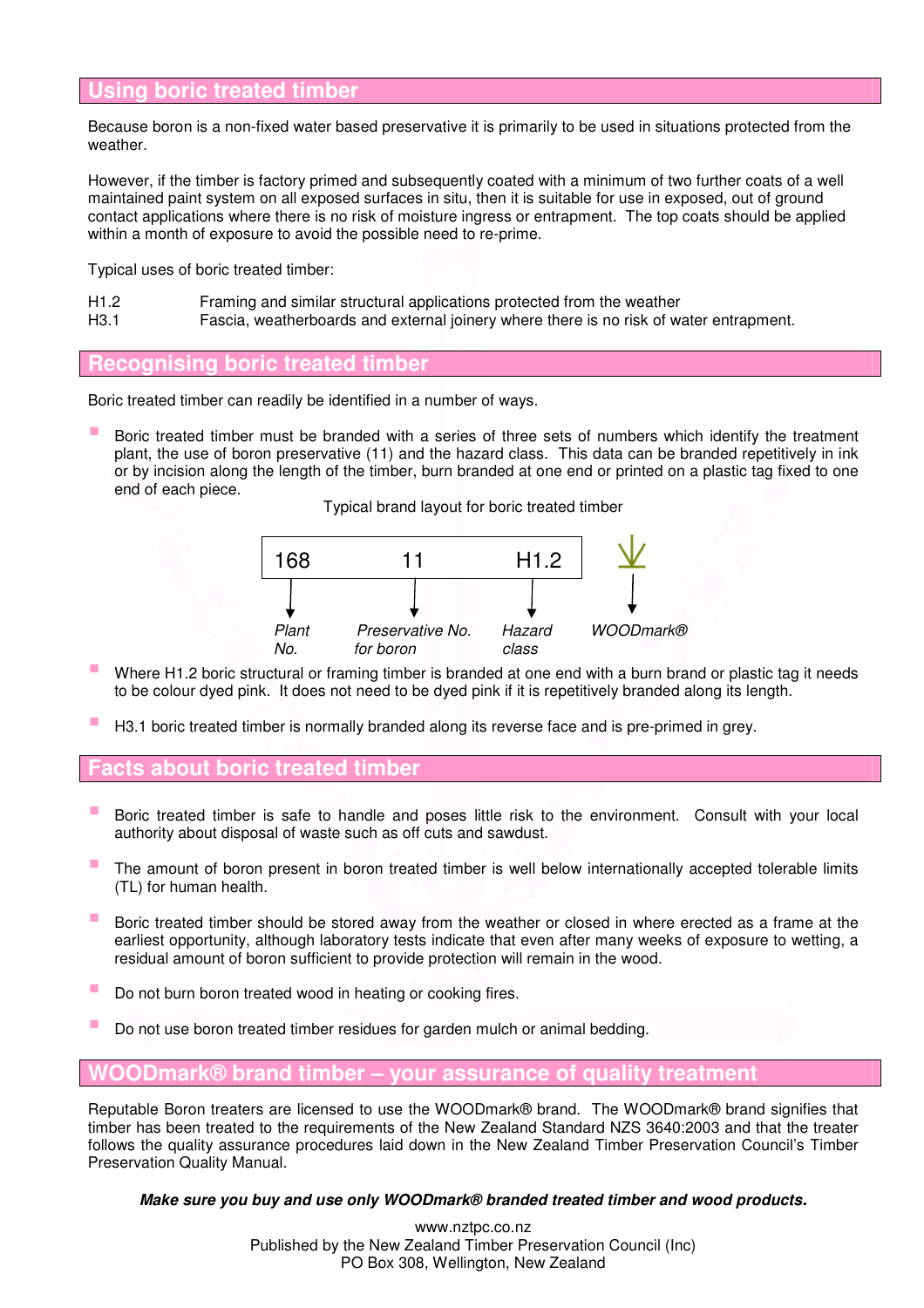## Using boric treated timber

Because boron is a non-fixed water based preservative it is primarily to be used in situations protected from the weather.

However, if the timber is factory primed and subsequently coated with a minimum of two further coats of a well maintained paint system on all exposed surfaces in situ, then it is suitable for use in exposed, out of ground contact applications where there is no risk of moisture ingress or entrapment. The top coats should be applied within a month of exposure to avoid the possible need to re-prime.

Typical uses of boric treated timber:

| | |
|---|---|
| H1.2 | Framing and similar structural applications protected from the weather |
| H3.1 | Fascia, weatherboards and external joinery where there is no risk of water entrapment. |

## Recognising boric treated timber

Boric treated timber can readily be identified in a number of ways.

- Boric treated timber must be branded with a series of three sets of numbers which identify the treatment plant, the use of boron preservative (11) and the hazard class. This data can be branded repetitively in ink or by incision along the length of the timber, burn branded at one end or printed on a plastic tag fixed to one end of each piece.

Typical brand layout for boric treated timber

168 11 H1.2

*Plant No.* *Preservative No. for boron* *Hazard class* *WOODmark®*

- Where H1.2 boric structural or framing timber is branded at one end with a burn brand or plastic tag it needs to be colour dyed pink. It does not need to be dyed pink if it is repetitively branded along its length.
- H3.1 boric treated timber is normally branded along its reverse face and is pre-primed in grey.

## Facts about boric treated timber

- Boric treated timber is safe to handle and poses little risk to the environment. Consult with your local authority about disposal of waste such as off cuts and sawdust.
- The amount of boron present in boron treated timber is well below internationally accepted tolerable limits (TL) for human health.
- Boric treated timber should be stored away from the weather or closed in where erected as a frame at the earliest opportunity, although laboratory tests indicate that even after many weeks of exposure to wetting, a residual amount of boron sufficient to provide protection will remain in the wood.
- Do not burn boron treated wood in heating or cooking fires.
- Do not use boron treated timber residues for garden mulch or animal bedding.

## WOODmark® brand timber – your assurance of quality treatment

Reputable Boron treaters are licensed to use the WOODmark® brand. The WOODmark® brand signifies that timber has been treated to the requirements of the New Zealand Standard NZS 3640:2003 and that the treater follows the quality assurance procedures laid down in the New Zealand Timber Preservation Council's Timber Preservation Quality Manual.

***Make sure you buy and use only WOODmark® branded treated timber and wood products.***

www.nztpc.co.nz
Published by the New Zealand Timber Preservation Council (Inc)
PO Box 308, Wellington, New Zealand